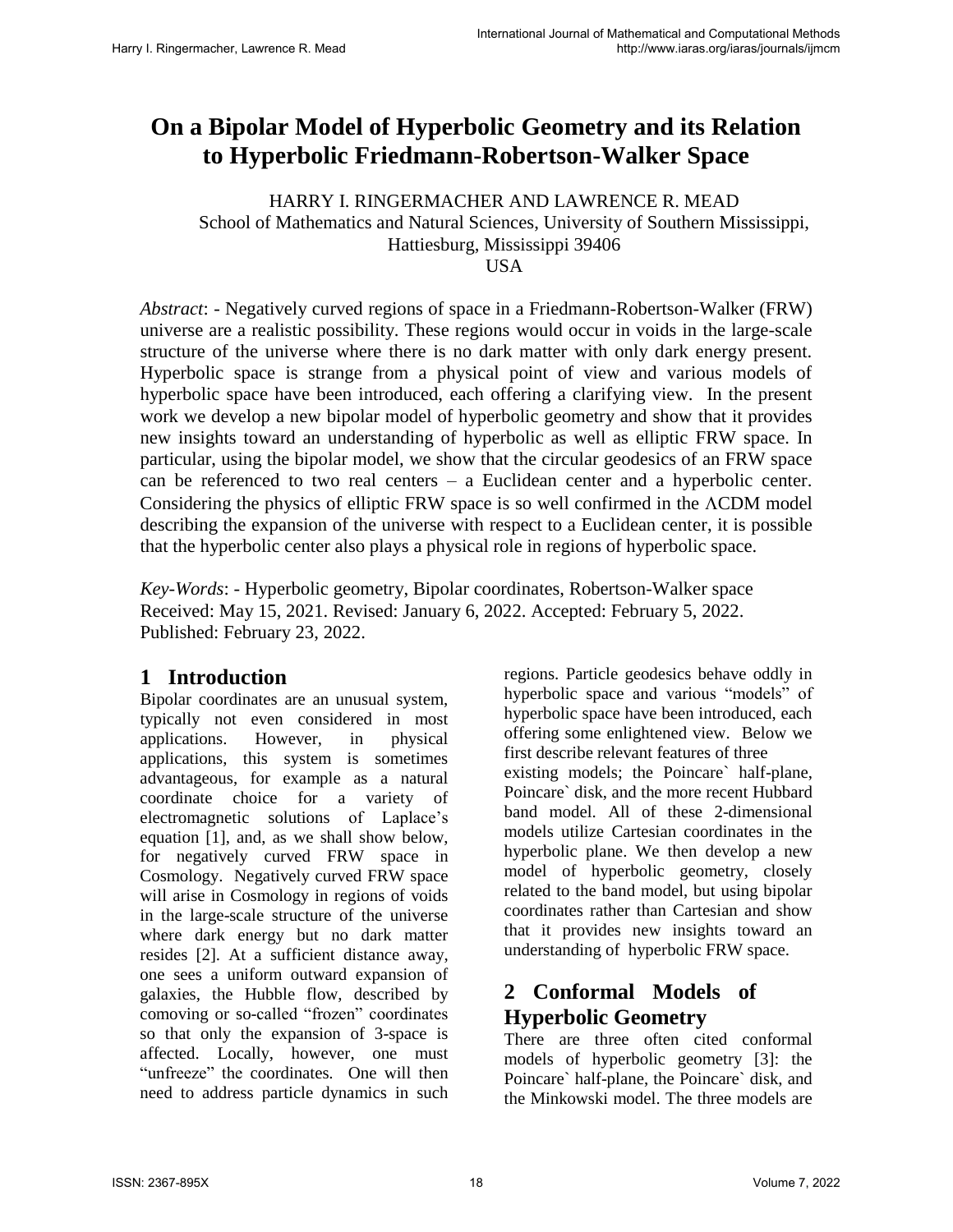# On a Bipolar Model of Hyperbolic Geometry and its Relation to Hyperbolic Friedmann-Robertson-Walker Space

HARRY I. RINGERMACHER AND LAWRENCE R. MEAD
School of Mathematics and Natural Sciences, University of Southern Mississippi, Hattiesburg, Mississippi 39406
USA

*Abstract*: - Negatively curved regions of space in a Friedmann-Robertson-Walker (FRW) universe are a realistic possibility. These regions would occur in voids in the large-scale structure of the universe where there is no dark matter with only dark energy present. Hyperbolic space is strange from a physical point of view and various models of hyperbolic space have been introduced, each offering a clarifying view. In the present work we develop a new bipolar model of hyperbolic geometry and show that it provides new insights toward an understanding of hyperbolic as well as elliptic FRW space. In particular, using the bipolar model, we show that the circular geodesics of an FRW space can be referenced to two real centers – a Euclidean center and a hyperbolic center. Considering the physics of elliptic FRW space is so well confirmed in the ΛCDM model describing the expansion of the universe with respect to a Euclidean center, it is possible that the hyperbolic center also plays a physical role in regions of hyperbolic space.

*Key-Words*: - Hyperbolic geometry, Bipolar coordinates, Robertson-Walker space
Received: May 15, 2021. Revised: January 6, 2022. Accepted: February 5, 2022. Published: February 23, 2022.

## 1 Introduction

Bipolar coordinates are an unusual system, typically not even considered in most applications. However, in physical applications, this system is sometimes advantageous, for example as a natural coordinate choice for a variety of electromagnetic solutions of Laplace's equation [1], and, as we shall show below, for negatively curved FRW space in Cosmology. Negatively curved FRW space will arise in Cosmology in regions of voids in the large-scale structure of the universe where dark energy but no dark matter resides [2]. At a sufficient distance away, one sees a uniform outward expansion of galaxies, the Hubble flow, described by comoving or so-called "frozen" coordinates so that only the expansion of 3-space is affected. Locally, however, one must "unfreeze" the coordinates. One will then need to address particle dynamics in such regions. Particle geodesics behave oddly in hyperbolic space and various "models" of hyperbolic space have been introduced, each offering some enlightened view. Below we first describe relevant features of three existing models; the Poincare` half-plane, Poincare` disk, and the more recent Hubbard band model. All of these 2-dimensional models utilize Cartesian coordinates in the hyperbolic plane. We then develop a new model of hyperbolic geometry, closely related to the band model, but using bipolar coordinates rather than Cartesian and show that it provides new insights toward an understanding of hyperbolic FRW space.

## 2 Conformal Models of Hyperbolic Geometry

There are three often cited conformal models of hyperbolic geometry [3]: the Poincare` half-plane, the Poincare` disk, and the Minkowski model. The three models are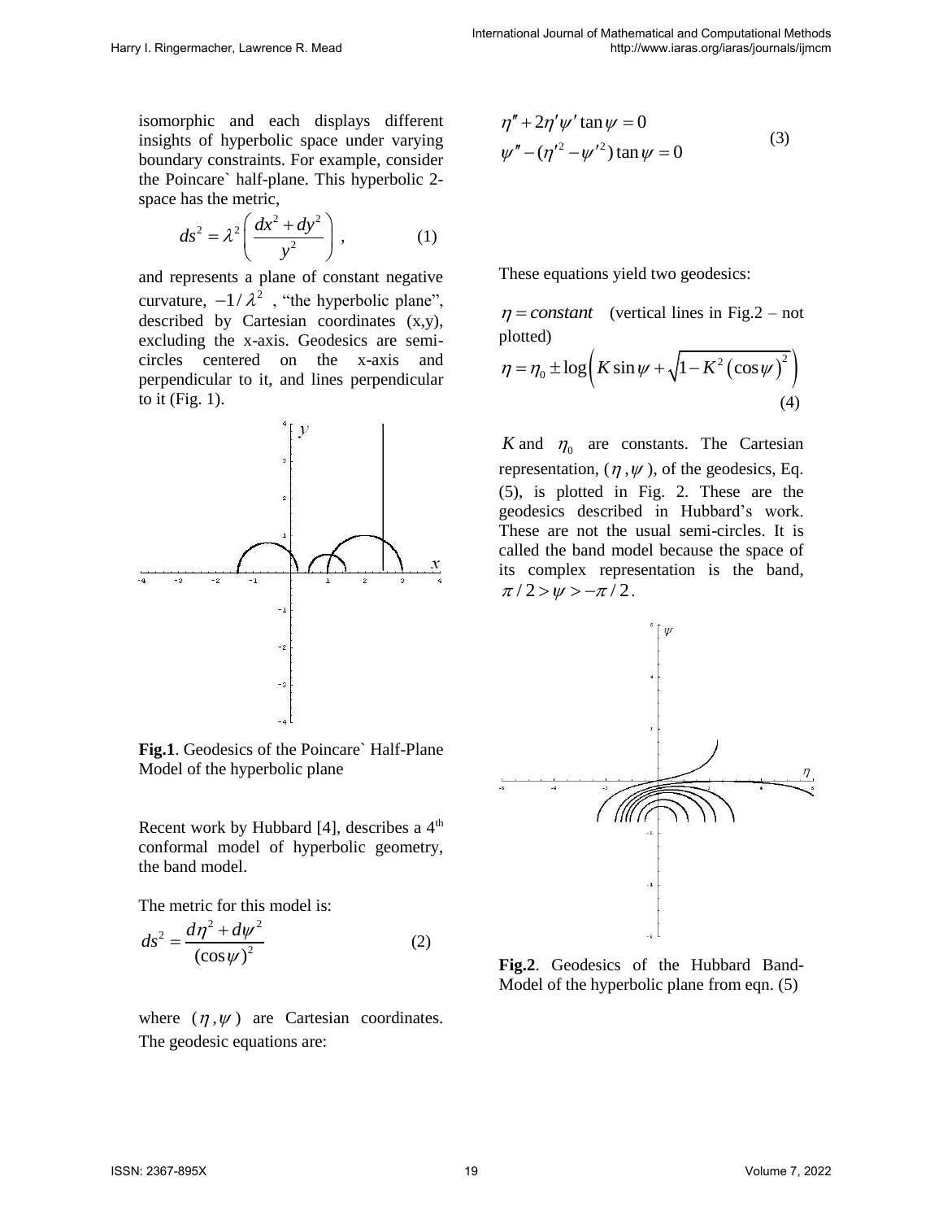isomorphic and each displays different insights of hyperbolic space under varying boundary constraints. For example, consider the Poincare` half-plane. This hyperbolic 2-space has the metric,

$$ds^2 = \lambda^2 \left( \frac{dx^2 + dy^2}{y^2} \right) , \qquad (1)$$

and represents a plane of constant negative curvature, $-1/\lambda^2$ , "the hyperbolic plane", described by Cartesian coordinates (x,y), excluding the x-axis. Geodesics are semi-circles centered on the x-axis and perpendicular to it, and lines perpendicular to it (Fig. 1).

**Fig.1**. Geodesics of the Poincare` Half-Plane Model of the hyperbolic plane

Recent work by Hubbard [4], describes a 4th conformal model of hyperbolic geometry, the band model.

The metric for this model is:

$$ds^2 = \frac{d\eta^2 + d\psi^2}{(\cos\psi)^2} \qquad (2)$$

where $(\eta, \psi)$ are Cartesian coordinates. The geodesic equations are:

$$\begin{aligned} &\eta'' + 2\eta'\psi' \tan\psi = 0 \\ &\psi'' - (\eta'^2 - \psi'^2)\tan\psi = 0 \end{aligned} \qquad (3)$$

These equations yield two geodesics:

$\eta = constant$ (vertical lines in Fig.2 – not plotted)

$$\eta = \eta_0 \pm \log\left( K \sin\psi + \sqrt{1 - K^2 (\cos\psi)^2} \right) \qquad (4)$$

$K$ and $\eta_0$ are constants. The Cartesian representation, $(\eta, \psi)$, of the geodesics, Eq. (5), is plotted in Fig. 2. These are the geodesics described in Hubbard's work. These are not the usual semi-circles. It is called the band model because the space of its complex representation is the band, $\pi/2 > \psi > -\pi/2$.

**Fig.2**. Geodesics of the Hubbard Band-Model of the hyperbolic plane from eqn. (5)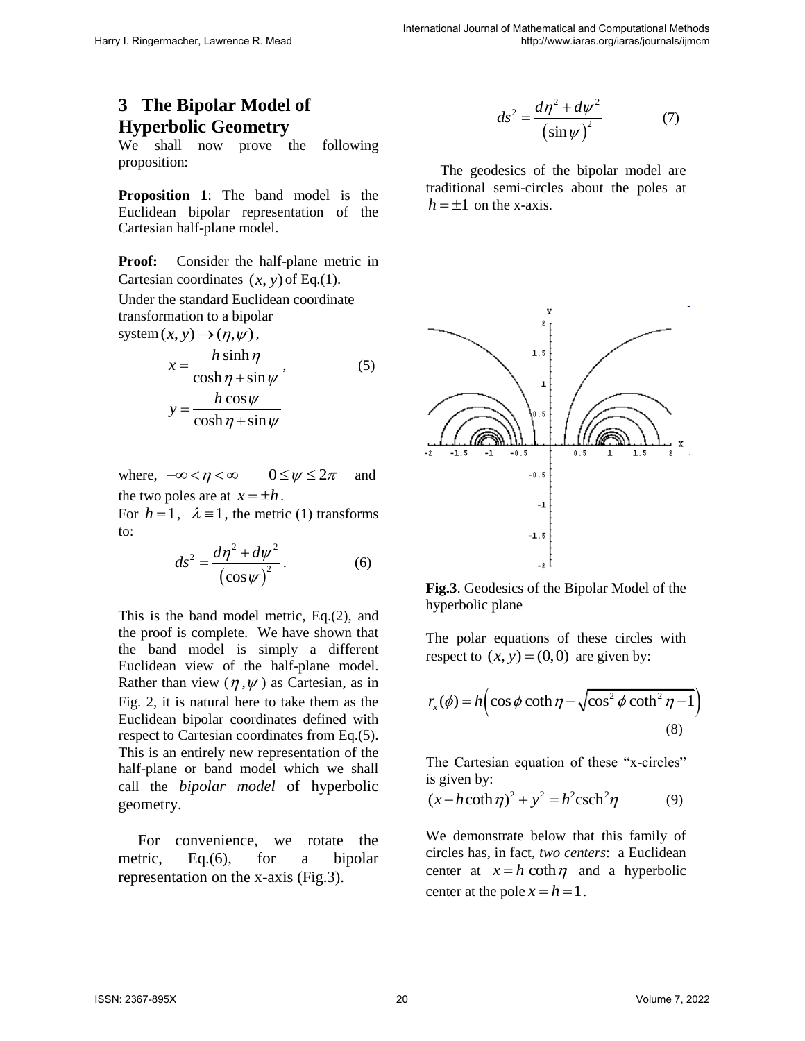## 3 The Bipolar Model of Hyperbolic Geometry

We shall now prove the following proposition:

**Proposition 1**: The band model is the Euclidean bipolar representation of the Cartesian half-plane model.

**Proof:** Consider the half-plane metric in Cartesian coordinates $(x, y)$ of Eq.(1).

Under the standard Euclidean coordinate transformation to a bipolar system $(x, y) \rightarrow (\eta, \psi)$,

$$x = \frac{h \sinh \eta}{\cosh \eta + \sin \psi}, \tag{5}$$

$$y = \frac{h \cos \psi}{\cosh \eta + \sin \psi}$$

where, $-\infty < \eta < \infty \qquad 0 \leq \psi \leq 2\pi$ and the two poles are at $x = \pm h$.

For $h = 1$, $\lambda \equiv 1$, the metric (1) transforms to:

$$ds^2 = \frac{d\eta^2 + d\psi^2}{(\cos \psi)^2}. \tag{6}$$

This is the band model metric, Eq.(2), and the proof is complete. We have shown that the band model is simply a different Euclidean view of the half-plane model. Rather than view $(\eta, \psi)$ as Cartesian, as in Fig. 2, it is natural here to take them as the Euclidean bipolar coordinates defined with respect to Cartesian coordinates from Eq.(5). This is an entirely new representation of the half-plane or band model which we shall call the *bipolar model* of hyperbolic geometry.

For convenience, we rotate the metric, Eq.(6), for a bipolar representation on the x-axis (Fig.3).

$$ds^2 = \frac{d\eta^2 + d\psi^2}{(\sin \psi)^2} \tag{7}$$

The geodesics of the bipolar model are traditional semi-circles about the poles at $h = \pm 1$ on the x-axis.

**Fig.3**. Geodesics of the Bipolar Model of the hyperbolic plane

The polar equations of these circles with respect to $(x, y) = (0, 0)$ are given by:

$$r_x(\phi) = h\left(\cos \phi \coth \eta - \sqrt{\cos^2 \phi \coth^2 \eta - 1}\right) \tag{8}$$

The Cartesian equation of these "x-circles" is given by:

$$(x - h \coth \eta)^2 + y^2 = h^2 \operatorname{csch}^2 \eta \tag{9}$$

We demonstrate below that this family of circles has, in fact, *two centers*: a Euclidean center at $x = h \coth \eta$ and a hyperbolic center at the pole $x = h = 1$.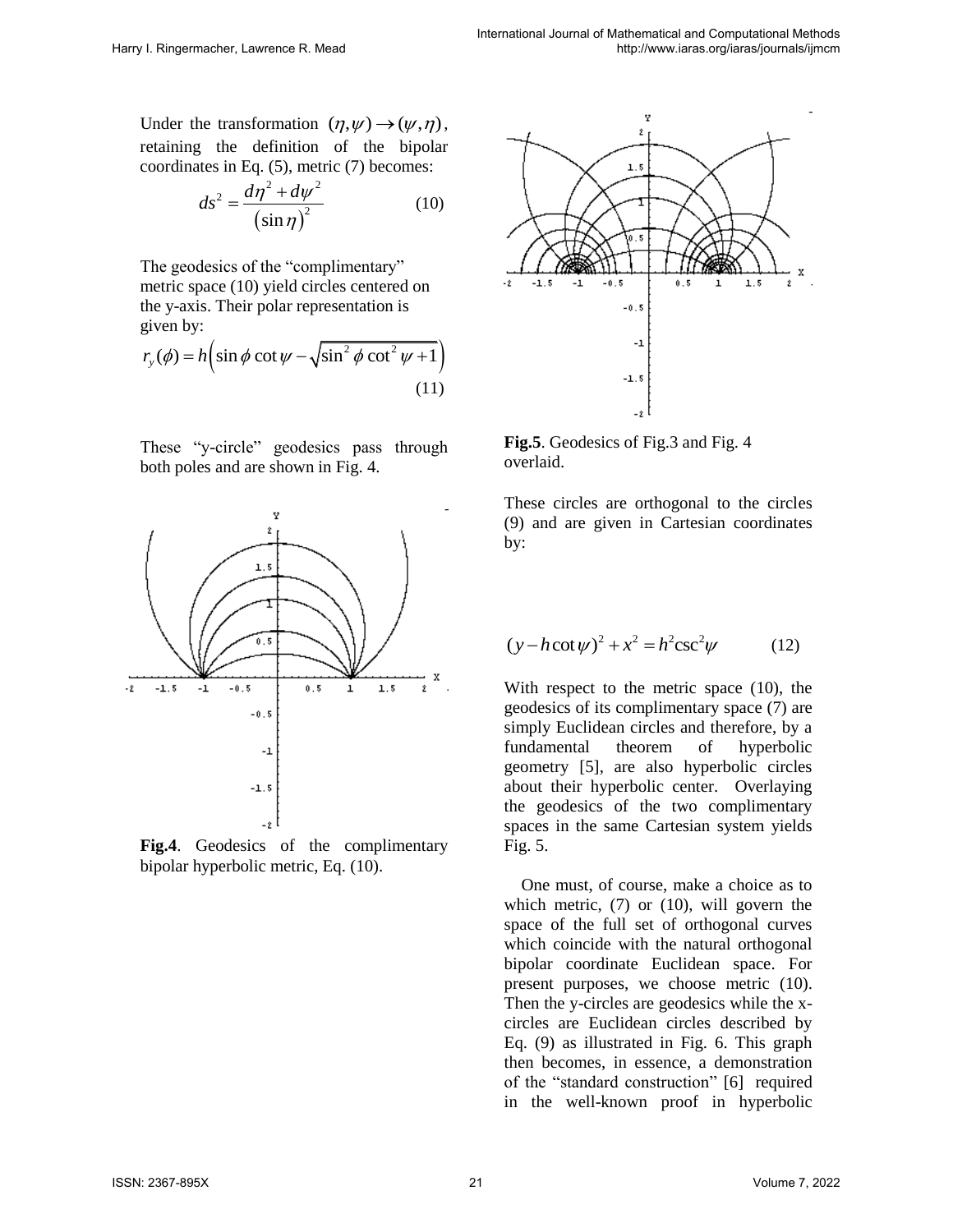Under the transformation $(\eta,\psi) \to (\psi,\eta)$, retaining the definition of the bipolar coordinates in Eq. (5), metric (7) becomes:

$$ds^2 = \frac{d\eta^2 + d\psi^2}{(\sin\eta)^2} \qquad (10)$$

The geodesics of the "complimentary" metric space (10) yield circles centered on the y-axis. Their polar representation is given by:

$$r_y(\phi) = h\left(\sin\phi\,\cot\psi - \sqrt{\sin^2\phi\,\cot^2\psi + 1}\right) \qquad (11)$$

These "y-circle" geodesics pass through both poles and are shown in Fig. 4.

**Fig.4**. Geodesics of the complimentary bipolar hyperbolic metric, Eq. (10).

**Fig.5**. Geodesics of Fig.3 and Fig. 4 overlaid.

These circles are orthogonal to the circles (9) and are given in Cartesian coordinates by:

$$(y - h\cot\psi)^2 + x^2 = h^2\csc^2\psi \qquad (12)$$

With respect to the metric space (10), the geodesics of its complimentary space (7) are simply Euclidean circles and therefore, by a fundamental theorem of hyperbolic geometry [5], are also hyperbolic circles about their hyperbolic center. Overlaying the geodesics of the two complimentary spaces in the same Cartesian system yields Fig. 5.

One must, of course, make a choice as to which metric, (7) or (10), will govern the space of the full set of orthogonal curves which coincide with the natural orthogonal bipolar coordinate Euclidean space. For present purposes, we choose metric (10). Then the y-circles are geodesics while the x-circles are Euclidean circles described by Eq. (9) as illustrated in Fig. 6. This graph then becomes, in essence, a demonstration of the "standard construction" [6] required in the well-known proof in hyperbolic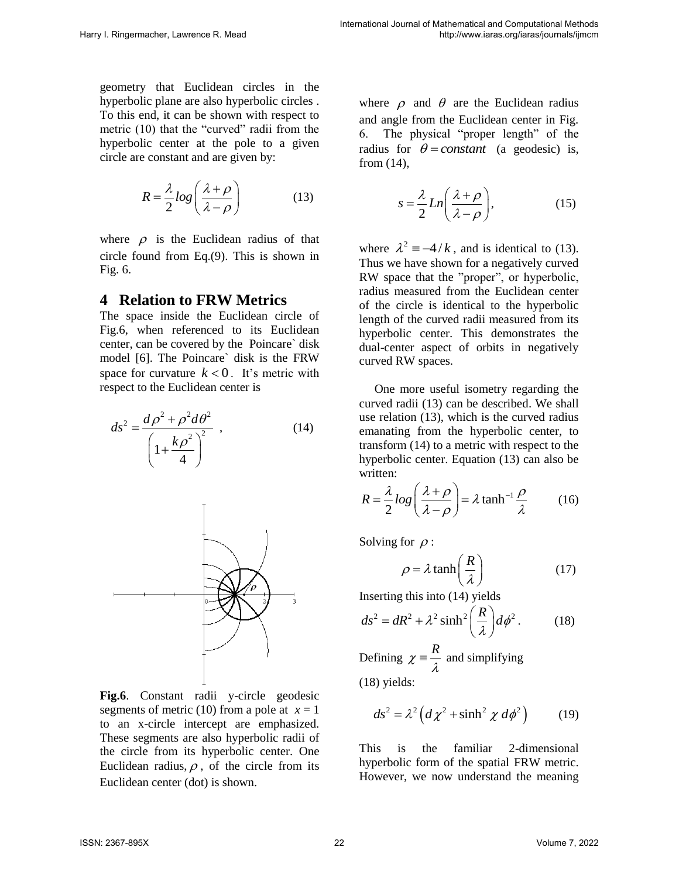geometry that Euclidean circles in the hyperbolic plane are also hyperbolic circles . To this end, it can be shown with respect to metric (10) that the "curved" radii from the hyperbolic center at the pole to a given circle are constant and are given by:

$$R = \frac{\lambda}{2} log\left(\frac{\lambda+\rho}{\lambda-\rho}\right) \tag{13}$$

where $\rho$ is the Euclidean radius of that circle found from Eq.(9). This is shown in Fig. 6.

## 4 Relation to FRW Metrics

The space inside the Euclidean circle of Fig.6, when referenced to its Euclidean center, can be covered by the Poincare` disk model [6]. The Poincare` disk is the FRW space for curvature $k<0$. It's metric with respect to the Euclidean center is

$$ds^2 = \frac{d\rho^2 + \rho^2 d\theta^2}{\left(1+\frac{k\rho^2}{4}\right)^2} \ , \tag{14}$$

**Fig.6**. Constant radii y-circle geodesic segments of metric (10) from a pole at $x = 1$ to an x-circle intercept are emphasized. These segments are also hyperbolic radii of the circle from its hyperbolic center. One Euclidean radius, $\rho$, of the circle from its Euclidean center (dot) is shown.

where $\rho$ and $\theta$ are the Euclidean radius and angle from the Euclidean center in Fig. 6. The physical "proper length" of the radius for $\theta = constant$ (a geodesic) is, from (14),

$$s = \frac{\lambda}{2} Ln\left(\frac{\lambda+\rho}{\lambda-\rho}\right), \tag{15}$$

where $\lambda^2 \equiv -4/k$, and is identical to (13). Thus we have shown for a negatively curved RW space that the "proper", or hyperbolic, radius measured from the Euclidean center of the circle is identical to the hyperbolic length of the curved radii measured from its hyperbolic center. This demonstrates the dual-center aspect of orbits in negatively curved RW spaces.

One more useful isometry regarding the curved radii (13) can be described. We shall use relation (13), which is the curved radius emanating from the hyperbolic center, to transform (14) to a metric with respect to the hyperbolic center. Equation (13) can also be written:

$$R = \frac{\lambda}{2} log\left(\frac{\lambda+\rho}{\lambda-\rho}\right) = \lambda \tanh^{-1}\frac{\rho}{\lambda} \tag{16}$$

Solving for $\rho$:

$$\rho = \lambda \tanh\left(\frac{R}{\lambda}\right) \tag{17}$$

Inserting this into (14) yields

$$ds^2 = dR^2 + \lambda^2 \sinh^2\left(\frac{R}{\lambda}\right) d\phi^2 . \tag{18}$$

Defining $\chi \equiv \frac{R}{\lambda}$ and simplifying (18) yields:

$$ds^2 = \lambda^2\left(d\chi^2 + \sinh^2\chi \ d\phi^2\right) \tag{19}$$

This is the familiar 2-dimensional hyperbolic form of the spatial FRW metric. However, we now understand the meaning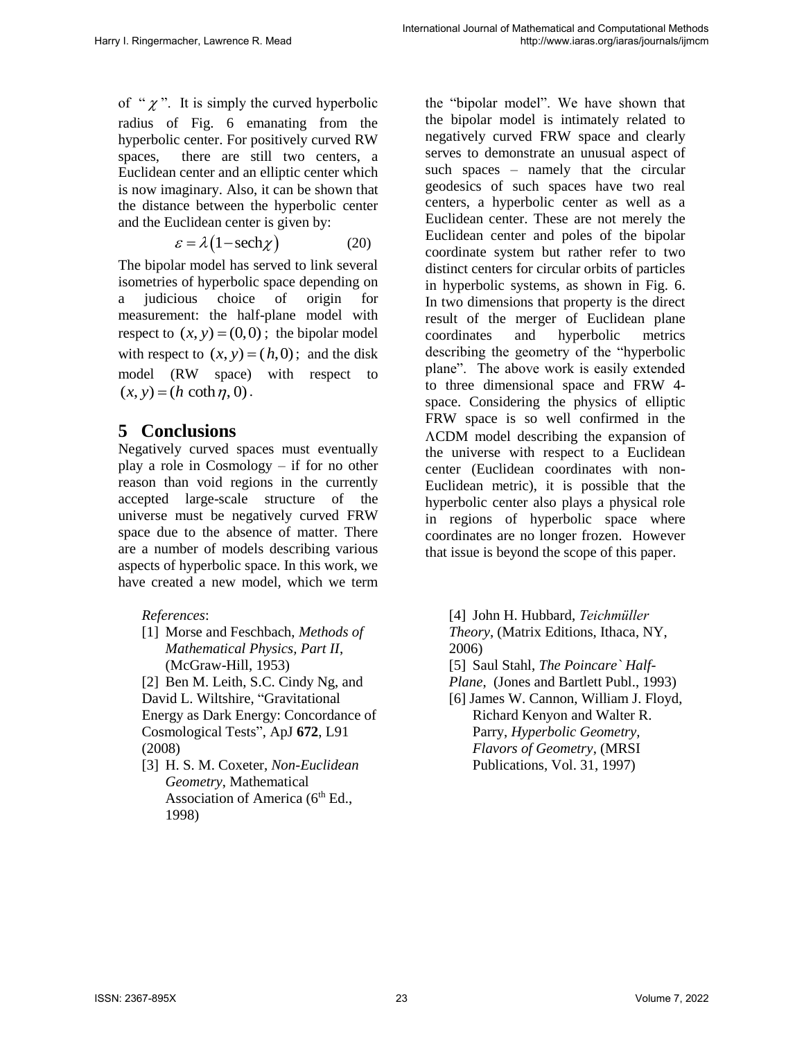of "$\chi$". It is simply the curved hyperbolic radius of Fig. 6 emanating from the hyperbolic center. For positively curved RW spaces, there are still two centers, a Euclidean center and an elliptic center which is now imaginary. Also, it can be shown that the distance between the hyperbolic center and the Euclidean center is given by:

$$\varepsilon = \lambda\left(1 - \operatorname{sech}\chi\right) \tag{20}$$

The bipolar model has served to link several isometries of hyperbolic space depending on a judicious choice of origin for measurement: the half-plane model with respect to $(x, y) = (0,0)$; the bipolar model with respect to $(x, y) = (h, 0)$; and the disk model (RW space) with respect to $(x, y) = (h \coth\eta, 0)$.

## 5 Conclusions

Negatively curved spaces must eventually play a role in Cosmology – if for no other reason than void regions in the currently accepted large-scale structure of the universe must be negatively curved FRW space due to the absence of matter. There are a number of models describing various aspects of hyperbolic space. In this work, we have created a new model, which we term the "bipolar model". We have shown that the bipolar model is intimately related to negatively curved FRW space and clearly serves to demonstrate an unusual aspect of such spaces – namely that the circular geodesics of such spaces have two real centers, a hyperbolic center as well as a Euclidean center. These are not merely the Euclidean center and poles of the bipolar coordinate system but rather refer to two distinct centers for circular orbits of particles in hyperbolic systems, as shown in Fig. 6. In two dimensions that property is the direct result of the merger of Euclidean plane coordinates and hyperbolic metrics describing the geometry of the "hyperbolic plane". The above work is easily extended to three dimensional space and FRW 4-space. Considering the physics of elliptic FRW space is so well confirmed in the ΛCDM model describing the expansion of the universe with respect to a Euclidean center (Euclidean coordinates with non-Euclidean metric), it is possible that the hyperbolic center also plays a physical role in regions of hyperbolic space where coordinates are no longer frozen. However that issue is beyond the scope of this paper.

*References*:

[1] Morse and Feschbach, *Methods of Mathematical Physics, Part II*, (McGraw-Hill, 1953)

[2] Ben M. Leith, S.C. Cindy Ng, and David L. Wiltshire, "Gravitational Energy as Dark Energy: Concordance of Cosmological Tests", ApJ **672**, L91 (2008)

[3] H. S. M. Coxeter, *Non-Euclidean Geometry*, Mathematical Association of America (6th Ed., 1998)

[4] John H. Hubbard, *Teichmüller Theory*, (Matrix Editions, Ithaca, NY, 2006)

[5] Saul Stahl, *The Poincare` Half-Plane*, (Jones and Bartlett Publ., 1993)

[6] James W. Cannon, William J. Floyd, Richard Kenyon and Walter R. Parry, *Hyperbolic Geometry, Flavors of Geometry*, (MRSI Publications, Vol. 31, 1997)